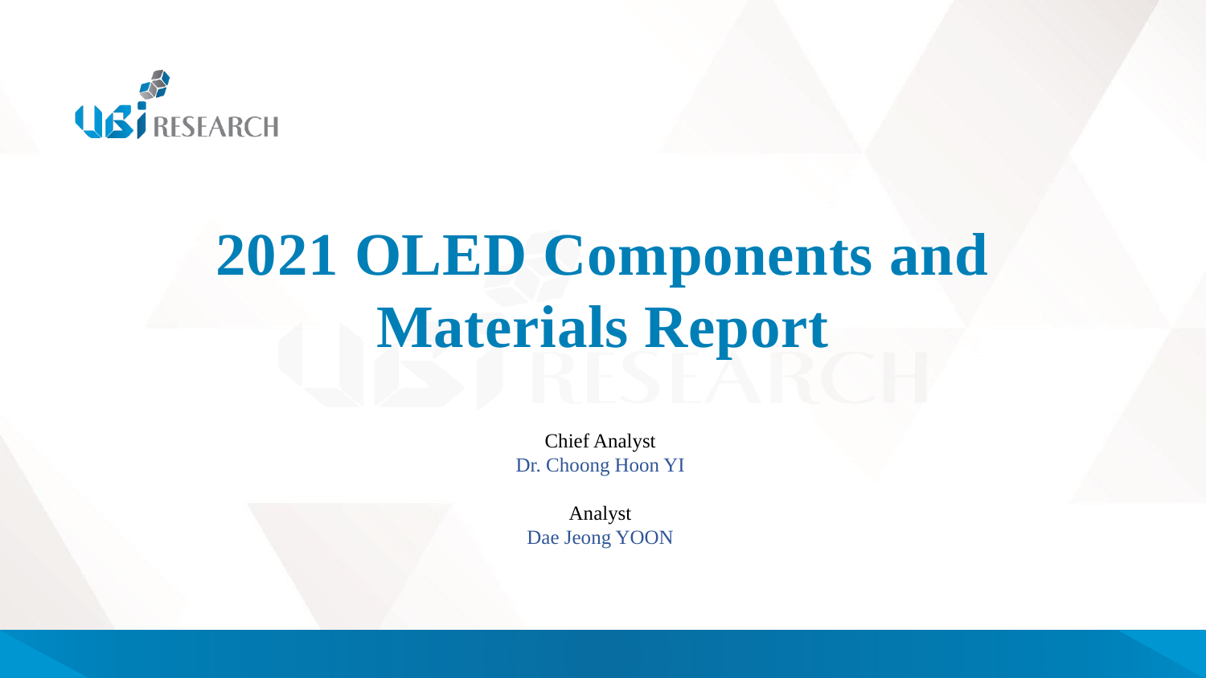UBI RESEARCH

# 2021 OLED Components and Materials Report

Chief Analyst
Dr. Choong Hoon YI

Analyst
Dae Jeong YOON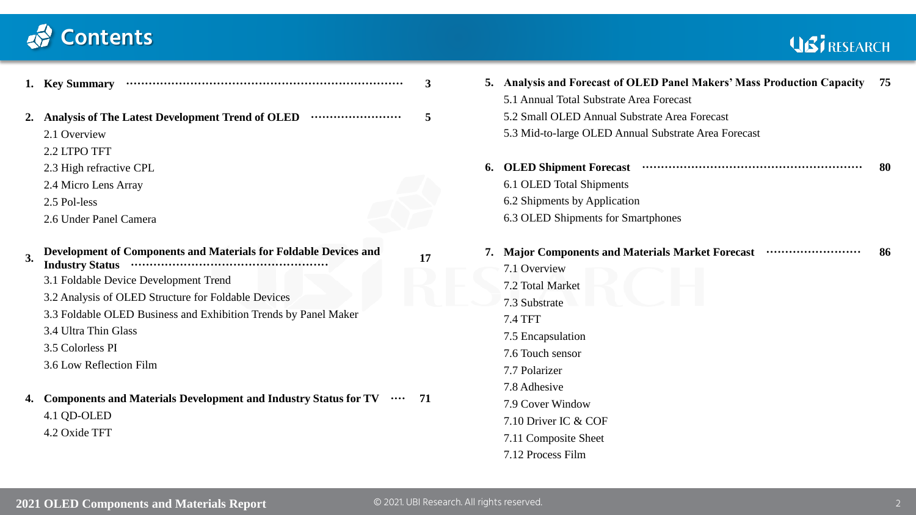# Contents

1. **Key Summary** ········· 3

2. **Analysis of The Latest Development Trend of OLED** ········· 5
   - 2.1 Overview
   - 2.2 LTPO TFT
   - 2.3 High refractive CPL
   - 2.4 Micro Lens Array
   - 2.5 Pol-less
   - 2.6 Under Panel Camera

3. **Development of Components and Materials for Foldable Devices and Industry Status** ········· 17
   - 3.1 Foldable Device Development Trend
   - 3.2 Analysis of OLED Structure for Foldable Devices
   - 3.3 Foldable OLED Business and Exhibition Trends by Panel Maker
   - 3.4 Ultra Thin Glass
   - 3.5 Colorless PI
   - 3.6 Low Reflection Film

4. **Components and Materials Development and Industry Status for TV** ········· 71
   - 4.1 QD-OLED
   - 4.2 Oxide TFT

5. **Analysis and Forecast of OLED Panel Makers' Mass Production Capacity** 75
   - 5.1 Annual Total Substrate Area Forecast
   - 5.2 Small OLED Annual Substrate Area Forecast
   - 5.3 Mid-to-large OLED Annual Substrate Area Forecast

6. **OLED Shipment Forecast** ········· 80
   - 6.1 OLED Total Shipments
   - 6.2 Shipments by Application
   - 6.3 OLED Shipments for Smartphones

7. **Major Components and Materials Market Forecast** ········· 86
   - 7.1 Overview
   - 7.2 Total Market
   - 7.3 Substrate
   - 7.4 TFT
   - 7.5 Encapsulation
   - 7.6 Touch sensor
   - 7.7 Polarizer
   - 7.8 Adhesive
   - 7.9 Cover Window
   - 7.10 Driver IC & COF
   - 7.11 Composite Sheet
   - 7.12 Process Film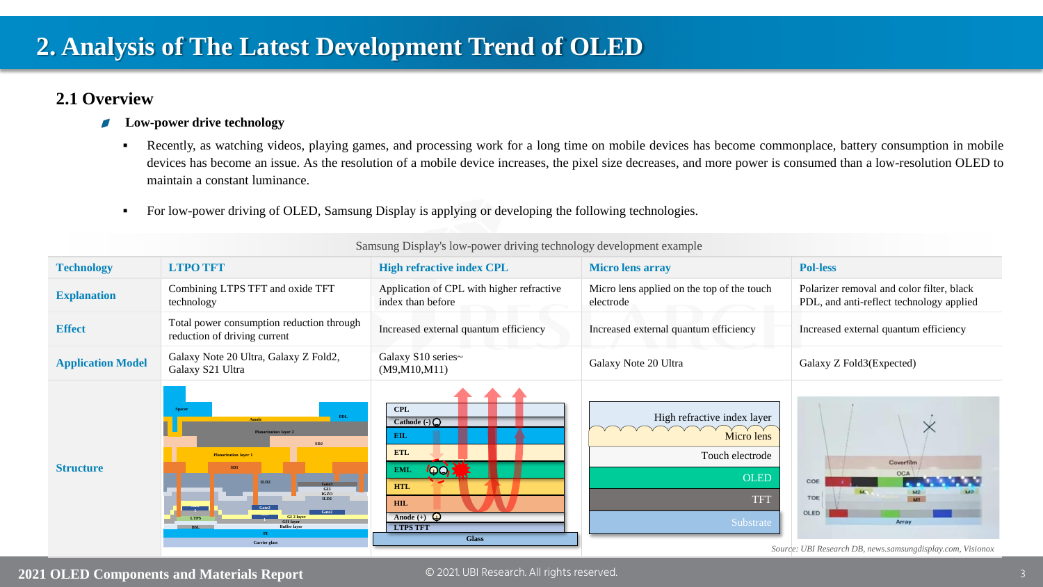# 2. Analysis of The Latest Development Trend of OLED

## 2.1 Overview

- **Low-power drive technology**
  - Recently, as watching videos, playing games, and processing work for a long time on mobile devices has become commonplace, battery consumption in mobile devices has become an issue. As the resolution of a mobile device increases, the pixel size decreases, and more power is consumed than a low-resolution OLED to maintain a constant luminance.
  - For low-power driving of OLED, Samsung Display is applying or developing the following technologies.

Samsung Display's low-power driving technology development example

| Technology | LTPO TFT | High refractive index CPL | Micro lens array | Pol-less |
|---|---|---|---|---|
| Explanation | Combining LTPS TFT and oxide TFT technology | Application of CPL with higher refractive index than before | Micro lens applied on the top of the touch electrode | Polarizer removal and color filter, black PDL, and anti-reflect technology applied |
| Effect | Total power consumption reduction through reduction of driving current | Increased external quantum efficiency | Increased external quantum efficiency | Increased external quantum efficiency |
| Application Model | Galaxy Note 20 Ultra, Galaxy Z Fold2, Galaxy S21 Ultra | Galaxy S10 series~ (M9,M10,M11) | Galaxy Note 20 Ultra | Galaxy Z Fold3(Expected) |
| Structure | | | | |

*Source: UBI Research DB, news.samsungdisplay.com, Visionox*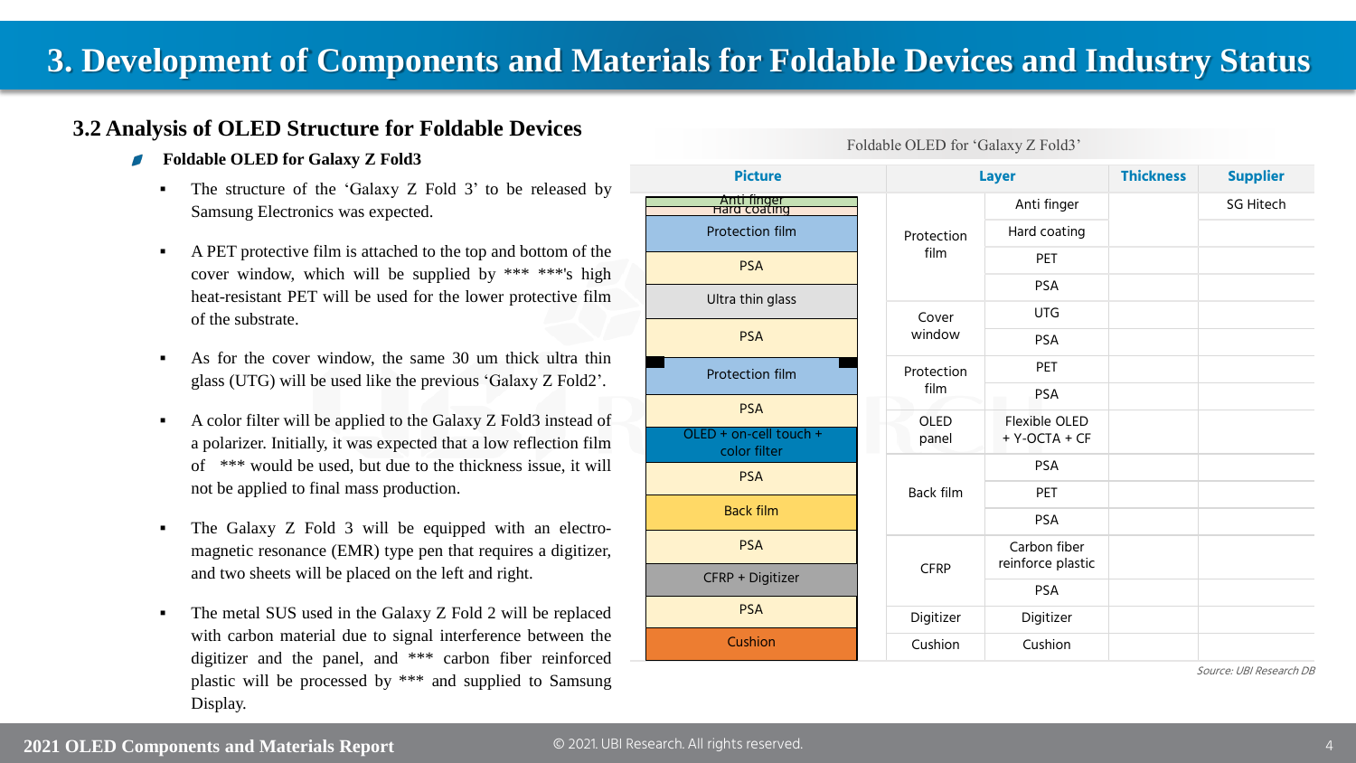# 3. Development of Components and Materials for Foldable Devices and Industry Status

## 3.2 Analysis of OLED Structure for Foldable Devices

### Foldable OLED for Galaxy Z Fold3

- The structure of the 'Galaxy Z Fold 3' to be released by Samsung Electronics was expected.
- A PET protective film is attached to the top and bottom of the cover window, which will be supplied by *** ***'s high heat-resistant PET will be used for the lower protective film of the substrate.
- As for the cover window, the same 30 um thick ultra thin glass (UTG) will be used like the previous 'Galaxy Z Fold2'.
- A color filter will be applied to the Galaxy Z Fold3 instead of a polarizer. Initially, it was expected that a low reflection film of *** would be used, but due to the thickness issue, it will not be applied to final mass production.
- The Galaxy Z Fold 3 will be equipped with an electro-magnetic resonance (EMR) type pen that requires a digitizer, and two sheets will be placed on the left and right.
- The metal SUS used in the Galaxy Z Fold 2 will be replaced with carbon material due to signal interference between the digitizer and the panel, and *** carbon fiber reinforced plastic will be processed by *** and supplied to Samsung Display.

Foldable OLED for 'Galaxy Z Fold3'

| Picture | Layer | | Thickness | Supplier |
|---|---|---|---|---|
| Anti finger | Protection film | Anti finger | | SG Hitech |
| Hard coating | | Hard coating | | |
| Protection film | | PET | | |
| PSA | | PSA | | |
| Ultra thin glass | Cover window | UTG | | |
| PSA | | PSA | | |
| Protection film | Protection film | PET | | |
| PSA | | PSA | | |
| OLED + on-cell touch + color filter | OLED panel | Flexible OLED + Y-OCTA + CF | | |
| PSA | Back film | PSA | | |
| Back film | | PET | | |
| PSA | | PSA | | |
| CFRP + Digitizer | CFRP | Carbon fiber reinforce plastic | | |
| PSA | | PSA | | |
| | Digitizer | Digitizer | | |
| Cushion | Cushion | Cushion | | |

*Source: UBI Research DB*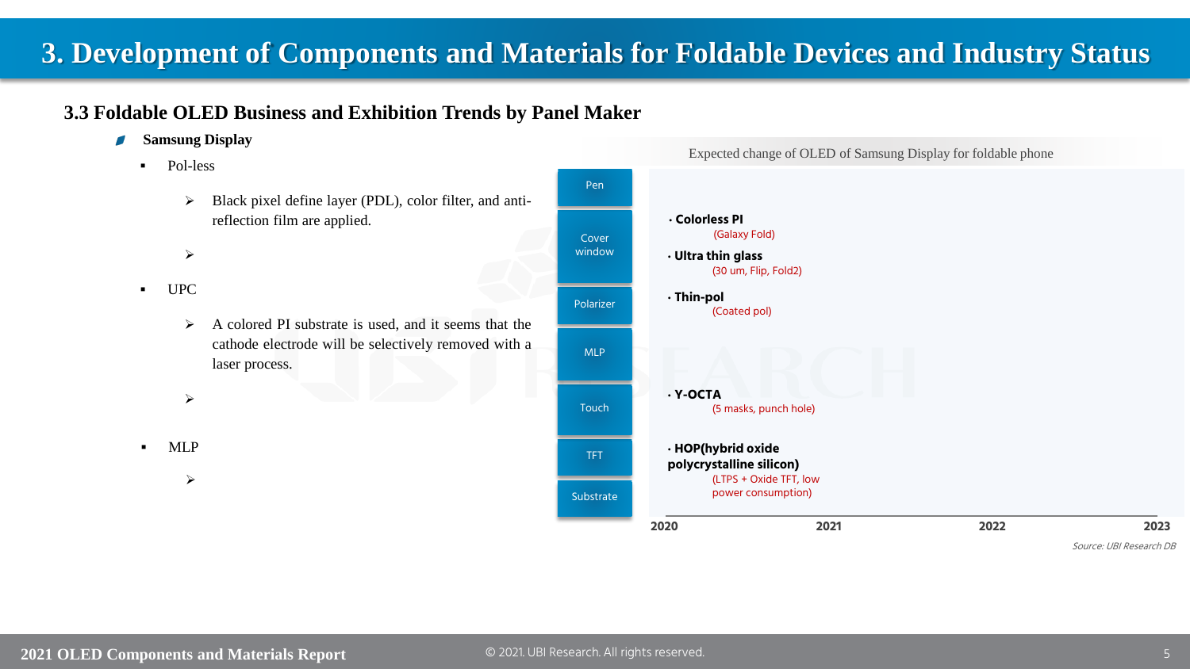# 3. Development of Components and Materials for Foldable Devices and Industry Status

## 3.3 Foldable OLED Business and Exhibition Trends by Panel Maker

- **Samsung Display**
  - Pol-less
    - Black pixel define layer (PDL), color filter, and anti-reflection film are applied.
  - UPC
    - A colored PI substrate is used, and it seems that the cathode electrode will be selectively removed with a laser process.
  - MLP

Expected change of OLED of Samsung Display for foldable phone

| Layer | 2020–2021 |
| --- | --- |
| Pen | |
| Cover window | • **Colorless PI** (Galaxy Fold)<br>• **Ultra thin glass** (30 um, Flip, Fold2) |
| Polarizer | • **Thin-pol** (Coated pol) |
| MLP | |
| Touch | • **Y-OCTA** (5 masks, punch hole) |
| TFT | • **HOP(hybrid oxide polycrystalline silicon)** (LTPS + Oxide TFT, low power consumption) |
| Substrate | |

2020 — 2021 — 2022 — 2023

*Source: UBI Research DB*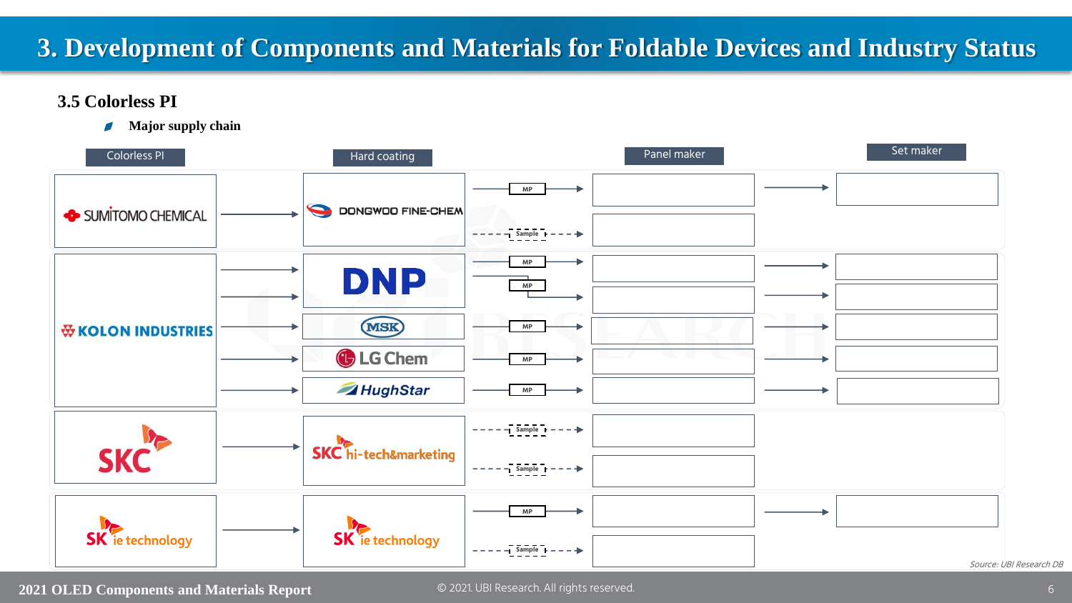# 3. Development of Components and Materials for Foldable Devices and Industry Status

## 3.5 Colorless PI

- **Major supply chain**

| Colorless PI | Hard coating | | Panel maker | Set maker |
|---|---|---|---|---|
| SUMITOMO CHEMICAL | DONGWOO FINE-CHEM | MP | | |
| | | Sample | | |
| KOLON INDUSTRIES | DNP | MP | | |
| | | MP | | |
| | MSK | MP | | |
| | LG Chem | MP | | |
| | HughStar | MP | | |
| SKC | SKC hi-tech&marketing | Sample | | |
| | | Sample | | |
| SK ie technology | SK ie technology | MP | | |
| | | Sample | | |

Source: UBI Research DB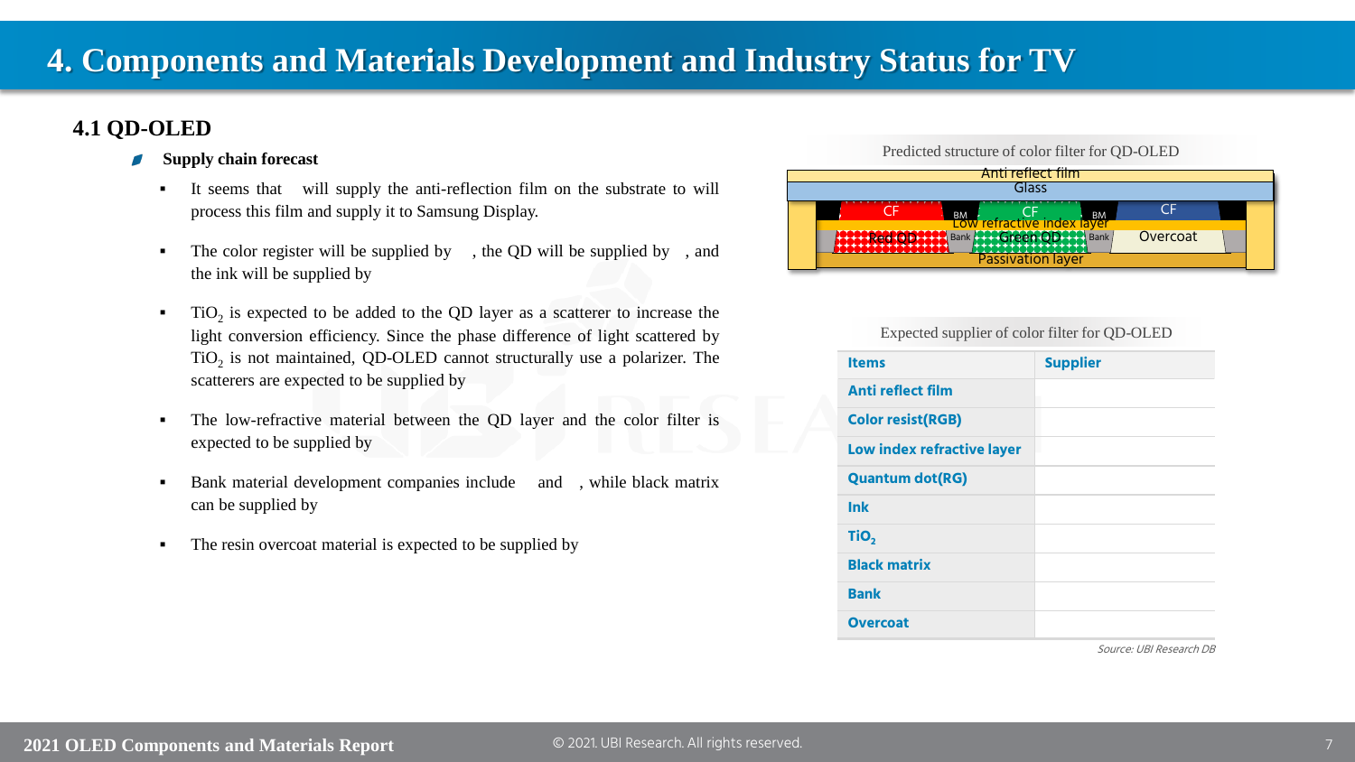# 4. Components and Materials Development and Industry Status for TV

## 4.1 QD-OLED

### Supply chain forecast

- It seems that will supply the anti-reflection film on the substrate to will process this film and supply it to Samsung Display.
- The color register will be supplied by , the QD will be supplied by , and the ink will be supplied by
- $TiO_2$ is expected to be added to the QD layer as a scatterer to increase the light conversion efficiency. Since the phase difference of light scattered by $TiO_2$ is not maintained, QD-OLED cannot structurally use a polarizer. The scatterers are expected to be supplied by
- The low-refractive material between the QD layer and the color filter is expected to be supplied by
- Bank material development companies include and , while black matrix can be supplied by
- The resin overcoat material is expected to be supplied by

Predicted structure of color filter for QD-OLED

Anti reflect film
Glass
CF | BM | CF | BM | CF
Low refractive index layer
Red QD | Bank | Green QD | Bank | Overcoat
Passivation layer

Expected supplier of color filter for QD-OLED

| Items | Supplier |
|---|---|
| Anti reflect film | |
| Color resist(RGB) | |
| Low index refractive layer | |
| Quantum dot(RG) | |
| Ink | |
| $TiO_2$ | |
| Black matrix | |
| Bank | |
| Overcoat | |

*Source: UBI Research DB*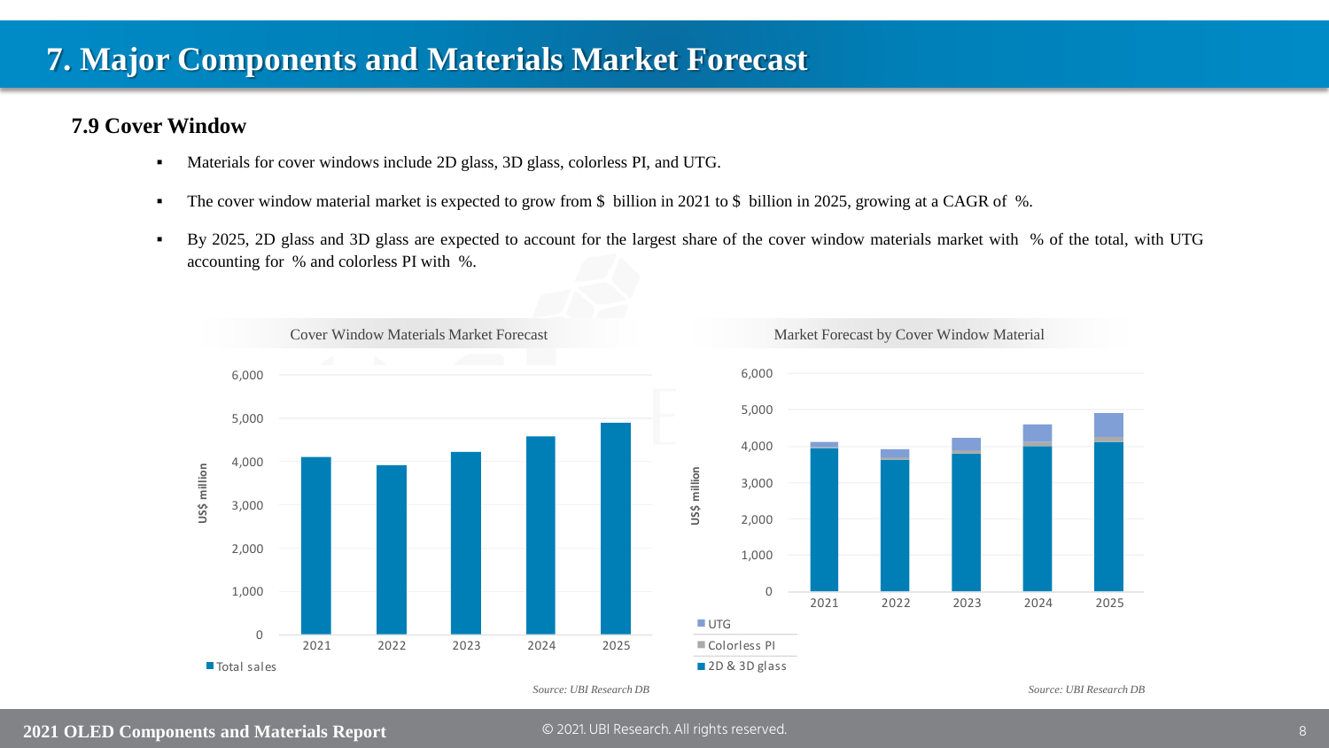# 7. Major Components and Materials Market Forecast

## 7.9 Cover Window

- Materials for cover windows include 2D glass, 3D glass, colorless PI, and UTG.
- The cover window material market is expected to grow from $ billion in 2021 to $ billion in 2025, growing at a CAGR of %.
- By 2025, 2D glass and 3D glass are expected to account for the largest share of the cover window materials market with % of the total, with UTG accounting for % and colorless PI with %.

Cover Window Materials Market Forecast

US$ million

6,000
5,000
4,000
3,000
2,000
1,000
0

2021 2022 2023 2024 2025

Total sales

*Source: UBI Research DB*

Market Forecast by Cover Window Material

US$ million

6,000
5,000
4,000
3,000
2,000
1,000
0

2021 2022 2023 2024 2025

UTG
Colorless PI
2D & 3D glass

*Source: UBI Research DB*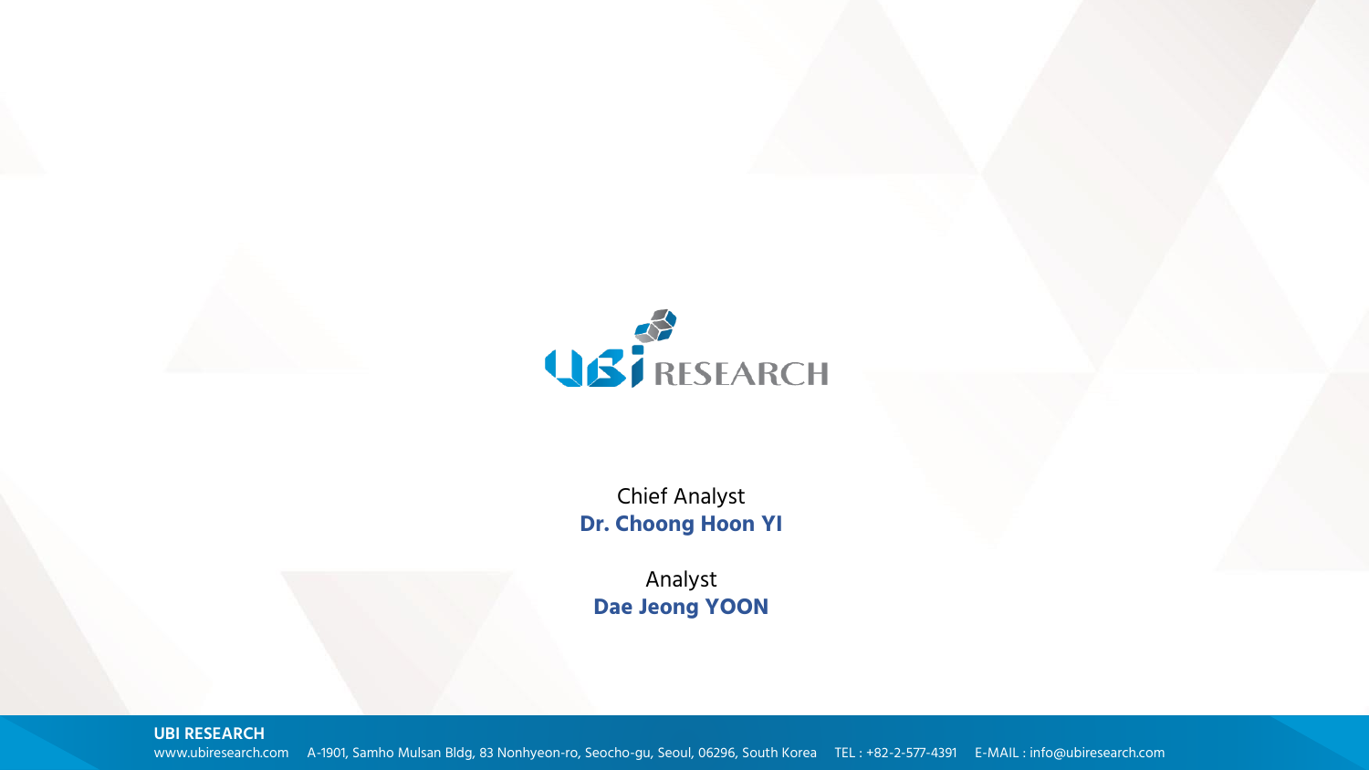UBi RESEARCH

Chief Analyst
**Dr. Choong Hoon YI**

Analyst
**Dae Jeong YOON**

**UBI RESEARCH**
www.ubiresearch.com A-1901, Samho Mulsan Bldg, 83 Nonhyeon-ro, Seocho-gu, Seoul, 06296, South Korea TEL : +82-2-577-4391 E-MAIL : info@ubiresearch.com